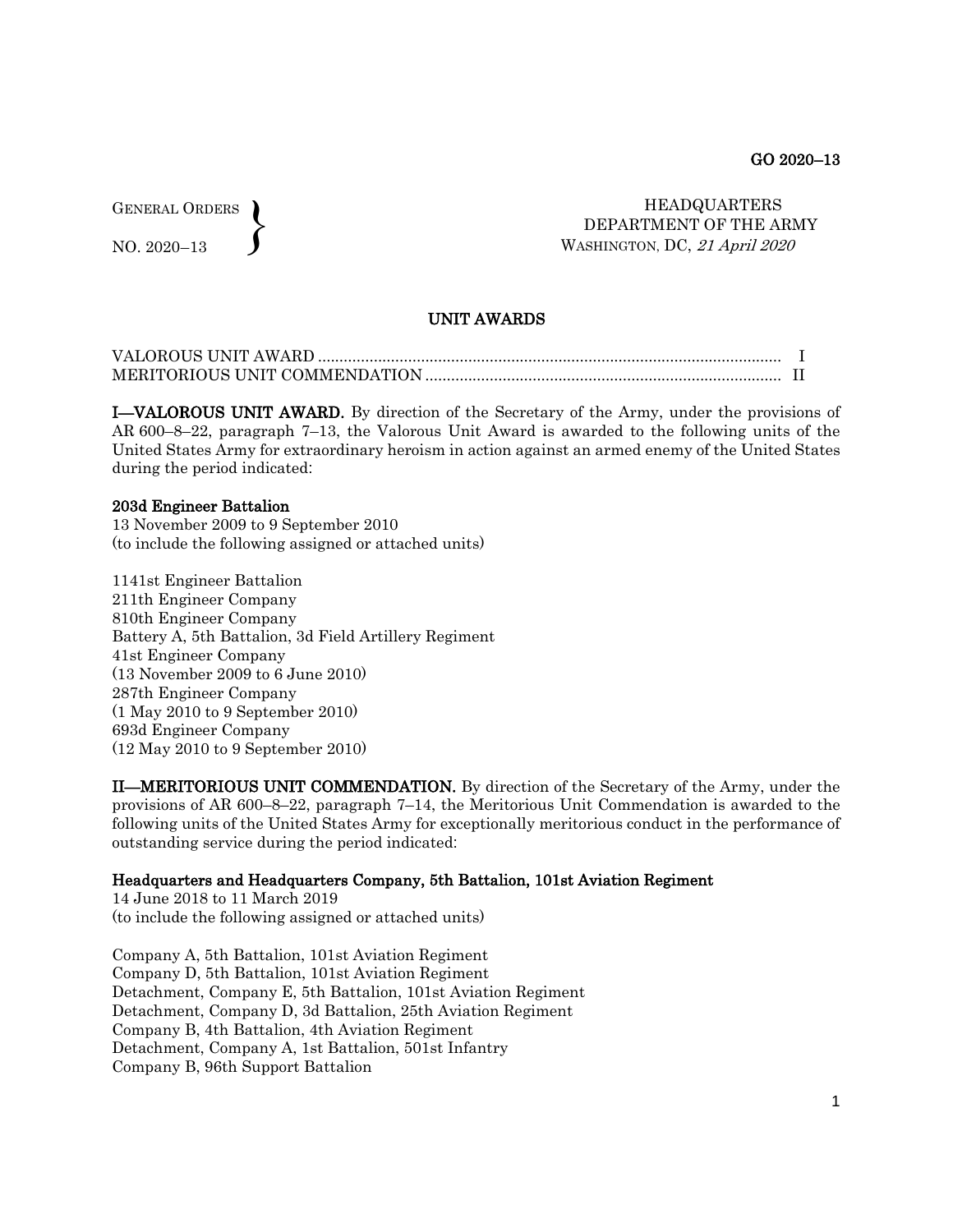GENERAL ORDERS
NO. 2020–13

HEADQUARTERS
DEPARTMENT OF THE ARMY
WASHINGTON, DC, *21 April 2020*

## UNIT AWARDS

| | |
|---|---|
| VALOROUS UNIT AWARD | I |
| MERITORIOUS UNIT COMMENDATION | II |

**I—VALOROUS UNIT AWARD.** By direction of the Secretary of the Army, under the provisions of AR 600–8–22, paragraph 7–13, the Valorous Unit Award is awarded to the following units of the United States Army for extraordinary heroism in action against an armed enemy of the United States during the period indicated:

**203d Engineer Battalion**
13 November 2009 to 9 September 2010
(to include the following assigned or attached units)

1141st Engineer Battalion
211th Engineer Company
810th Engineer Company
Battery A, 5th Battalion, 3d Field Artillery Regiment
41st Engineer Company
(13 November 2009 to 6 June 2010)
287th Engineer Company
(1 May 2010 to 9 September 2010)
693d Engineer Company
(12 May 2010 to 9 September 2010)

**II—MERITORIOUS UNIT COMMENDATION.** By direction of the Secretary of the Army, under the provisions of AR 600–8–22, paragraph 7–14, the Meritorious Unit Commendation is awarded to the following units of the United States Army for exceptionally meritorious conduct in the performance of outstanding service during the period indicated:

**Headquarters and Headquarters Company, 5th Battalion, 101st Aviation Regiment**
14 June 2018 to 11 March 2019
(to include the following assigned or attached units)

Company A, 5th Battalion, 101st Aviation Regiment
Company D, 5th Battalion, 101st Aviation Regiment
Detachment, Company E, 5th Battalion, 101st Aviation Regiment
Detachment, Company D, 3d Battalion, 25th Aviation Regiment
Company B, 4th Battalion, 4th Aviation Regiment
Detachment, Company A, 1st Battalion, 501st Infantry
Company B, 96th Support Battalion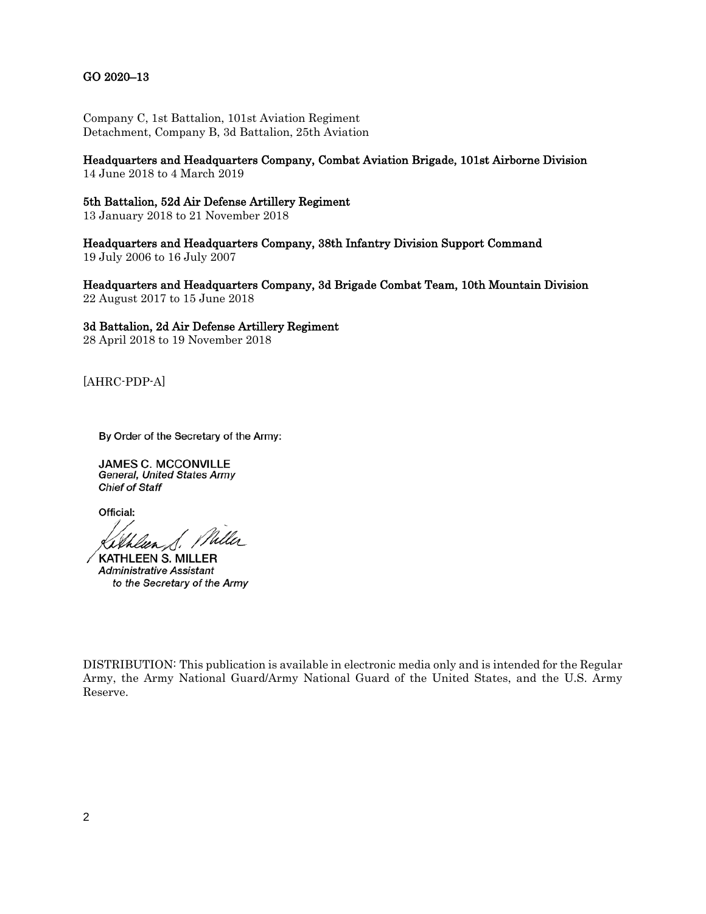Company C, 1st Battalion, 101st Aviation Regiment
Detachment, Company B, 3d Battalion, 25th Aviation

**Headquarters and Headquarters Company, Combat Aviation Brigade, 101st Airborne Division**
14 June 2018 to 4 March 2019

**5th Battalion, 52d Air Defense Artillery Regiment**
13 January 2018 to 21 November 2018

**Headquarters and Headquarters Company, 38th Infantry Division Support Command**
19 July 2006 to 16 July 2007

**Headquarters and Headquarters Company, 3d Brigade Combat Team, 10th Mountain Division**
22 August 2017 to 15 June 2018

**3d Battalion, 2d Air Defense Artillery Regiment**
28 April 2018 to 19 November 2018

[AHRC-PDP-A]

By Order of the Secretary of the Army:

**JAMES C. MCCONVILLE**
*General, United States Army*
*Chief of Staff*

Official:

**KATHLEEN S. MILLER**
*Administrative Assistant*
*to the Secretary of the Army*

DISTRIBUTION: This publication is available in electronic media only and is intended for the Regular Army, the Army National Guard/Army National Guard of the United States, and the U.S. Army Reserve.